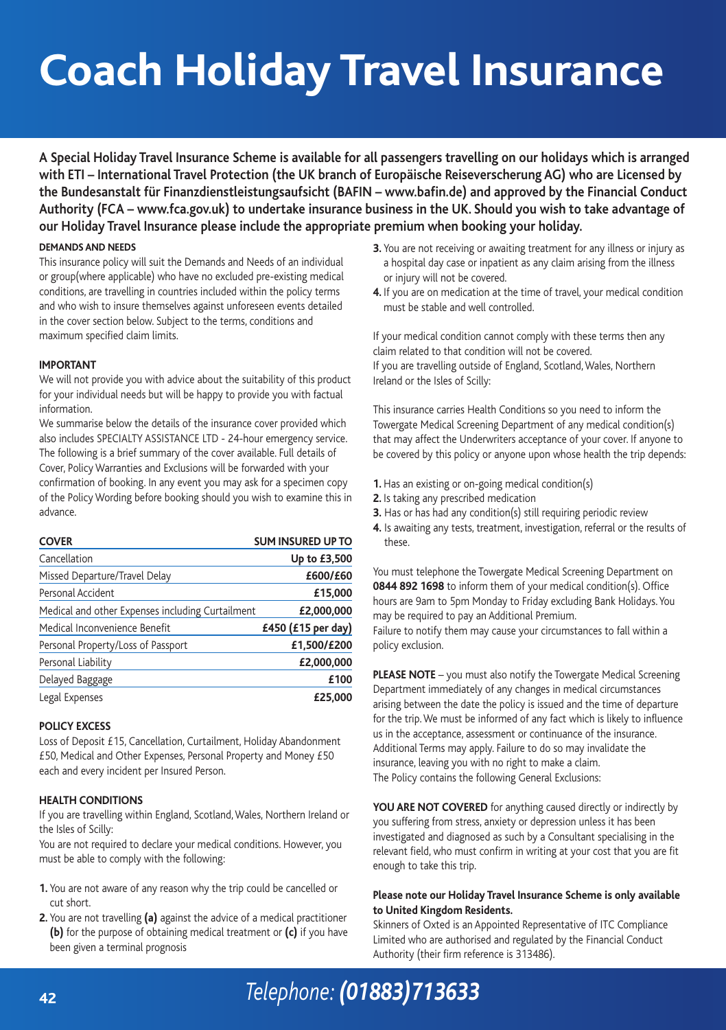# Coach Holiday Travel Insurance

**A Special Holiday Travel Insurance Scheme is available for all passengers travelling on our holidays which is arranged with ETI – International Travel Protection (the UK branch of Europäische Reiseverscherung AG) who are Licensed by the Bundesanstalt für Finanzdienstleistungsaufsicht (BAFIN – www.bafin.de) and approved by the Financial Conduct Authority (FCA – www.fca.gov.uk) to undertake insurance business in the UK. Should you wish to take advantage of our Holiday Travel Insurance please include the appropriate premium when booking your holiday.**

**DEMANDS AND NEEDS**

This insurance policy will suit the Demands and Needs of an individual or group(where applicable) who have no excluded pre-existing medical conditions, are travelling in countries included within the policy terms and who wish to insure themselves against unforeseen events detailed in the cover section below. Subject to the terms, conditions and maximum specified claim limits.

**IMPORTANT**

We will not provide you with advice about the suitability of this product for your individual needs but will be happy to provide you with factual information.

We summarise below the details of the insurance cover provided which also includes SPECIALTY ASSISTANCE LTD - 24-hour emergency service. The following is a brief summary of the cover available. Full details of Cover, Policy Warranties and Exclusions will be forwarded with your confirmation of booking. In any event you may ask for a specimen copy of the Policy Wording before booking should you wish to examine this in advance.

| COVER | SUM INSURED UP TO |
|---|---|
| Cancellation | **Up to £3,500** |
| Missed Departure/Travel Delay | **£600/£60** |
| Personal Accident | **£15,000** |
| Medical and other Expenses including Curtailment | **£2,000,000** |
| Medical Inconvenience Benefit | **£450 (£15 per day)** |
| Personal Property/Loss of Passport | **£1,500/£200** |
| Personal Liability | **£2,000,000** |
| Delayed Baggage | **£100** |
| Legal Expenses | **£25,000** |

**POLICY EXCESS**

Loss of Deposit £15, Cancellation, Curtailment, Holiday Abandonment £50, Medical and Other Expenses, Personal Property and Money £50 each and every incident per Insured Person.

**HEALTH CONDITIONS**

If you are travelling within England, Scotland, Wales, Northern Ireland or the Isles of Scilly:

You are not required to declare your medical conditions. However, you must be able to comply with the following:

1. You are not aware of any reason why the trip could be cancelled or cut short.
2. You are not travelling **(a)** against the advice of a medical practitioner **(b)** for the purpose of obtaining medical treatment or **(c)** if you have been given a terminal prognosis
3. You are not receiving or awaiting treatment for any illness or injury as a hospital day case or inpatient as any claim arising from the illness or injury will not be covered.
4. If you are on medication at the time of travel, your medical condition must be stable and well controlled.

If your medical condition cannot comply with these terms then any claim related to that condition will not be covered.
If you are travelling outside of England, Scotland, Wales, Northern Ireland or the Isles of Scilly:

This insurance carries Health Conditions so you need to inform the Towergate Medical Screening Department of any medical condition(s) that may affect the Underwriters acceptance of your cover. If anyone to be covered by this policy or anyone upon whose health the trip depends:

1. Has an existing or on-going medical condition(s)
2. Is taking any prescribed medication
3. Has or has had any condition(s) still requiring periodic review
4. Is awaiting any tests, treatment, investigation, referral or the results of these.

You must telephone the Towergate Medical Screening Department on **0844 892 1698** to inform them of your medical condition(s). Office hours are 9am to 5pm Monday to Friday excluding Bank Holidays. You may be required to pay an Additional Premium.
Failure to notify them may cause your circumstances to fall within a policy exclusion.

**PLEASE NOTE** – you must also notify the Towergate Medical Screening Department immediately of any changes in medical circumstances arising between the date the policy is issued and the time of departure for the trip. We must be informed of any fact which is likely to influence us in the acceptance, assessment or continuance of the insurance. Additional Terms may apply. Failure to do so may invalidate the insurance, leaving you with no right to make a claim.
The Policy contains the following General Exclusions:

**YOU ARE NOT COVERED** for anything caused directly or indirectly by you suffering from stress, anxiety or depression unless it has been investigated and diagnosed as such by a Consultant specialising in the relevant field, who must confirm in writing at your cost that you are fit enough to take this trip.

**Please note our Holiday Travel Insurance Scheme is only available to United Kingdom Residents.**

Skinners of Oxted is an Appointed Representative of ITC Compliance Limited who are authorised and regulated by the Financial Conduct Authority (their firm reference is 313486).

*Telephone:* ***(01883)713633***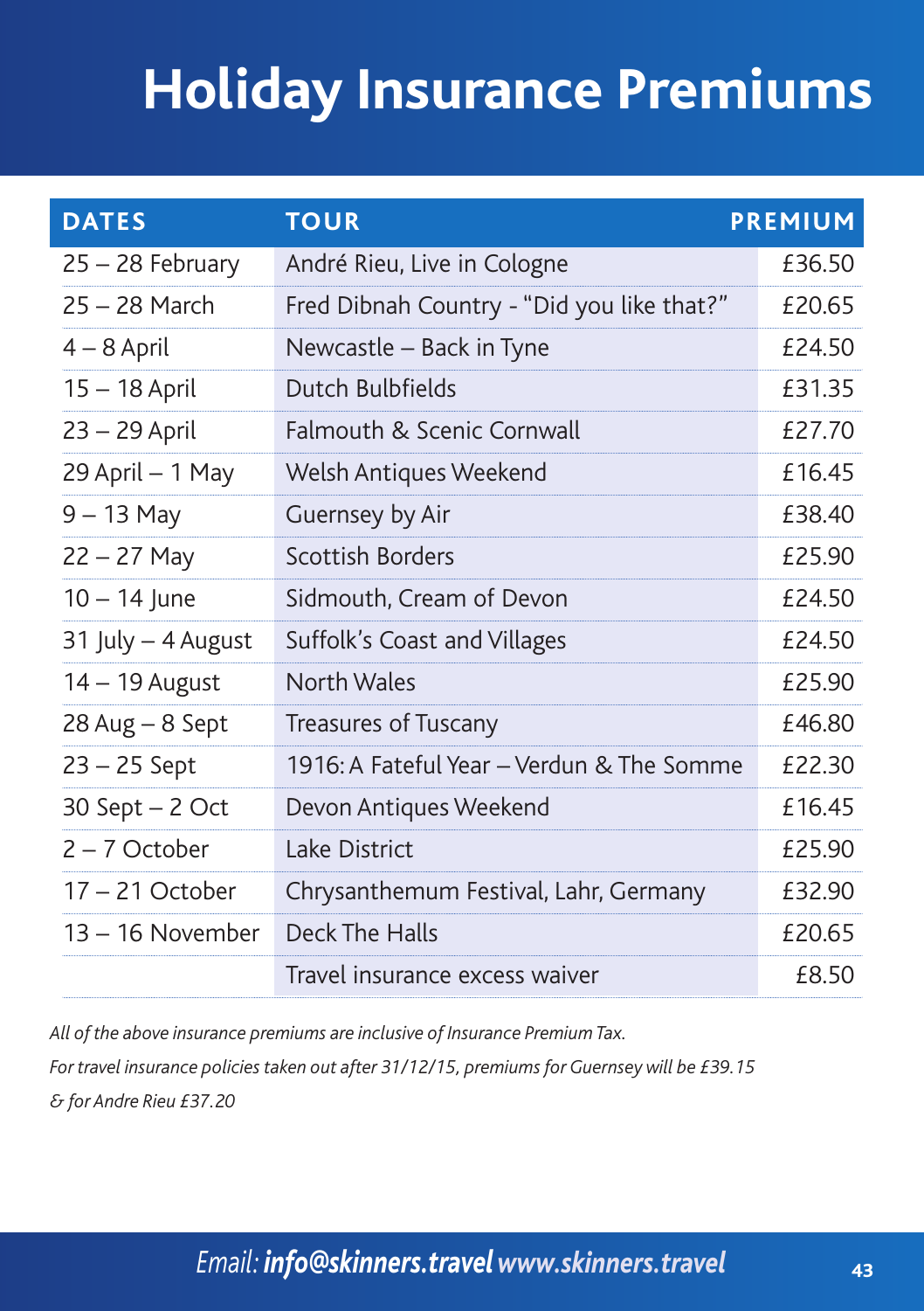# Holiday Insurance Premiums

| DATES | TOUR | PREMIUM |
| --- | --- | --- |
| 25 – 28 February | André Rieu, Live in Cologne | £36.50 |
| 25 – 28 March | Fred Dibnah Country - "Did you like that?" | £20.65 |
| 4 – 8 April | Newcastle – Back in Tyne | £24.50 |
| 15 – 18 April | Dutch Bulbfields | £31.35 |
| 23 – 29 April | Falmouth & Scenic Cornwall | £27.70 |
| 29 April – 1 May | Welsh Antiques Weekend | £16.45 |
| 9 – 13 May | Guernsey by Air | £38.40 |
| 22 – 27 May | Scottish Borders | £25.90 |
| 10 – 14 June | Sidmouth, Cream of Devon | £24.50 |
| 31 July – 4 August | Suffolk's Coast and Villages | £24.50 |
| 14 – 19 August | North Wales | £25.90 |
| 28 Aug – 8 Sept | Treasures of Tuscany | £46.80 |
| 23 – 25 Sept | 1916: A Fateful Year – Verdun & The Somme | £22.30 |
| 30 Sept – 2 Oct | Devon Antiques Weekend | £16.45 |
| 2 – 7 October | Lake District | £25.90 |
| 17 – 21 October | Chrysanthemum Festival, Lahr, Germany | £32.90 |
| 13 – 16 November | Deck The Halls | £20.65 |
| | Travel insurance excess waiver | £8.50 |

*All of the above insurance premiums are inclusive of Insurance Premium Tax.*

*For travel insurance policies taken out after 31/12/15, premiums for Guernsey will be £39.15 & for Andre Rieu £37.20*

Email: **info@skinners.travel** **www.skinners.travel**